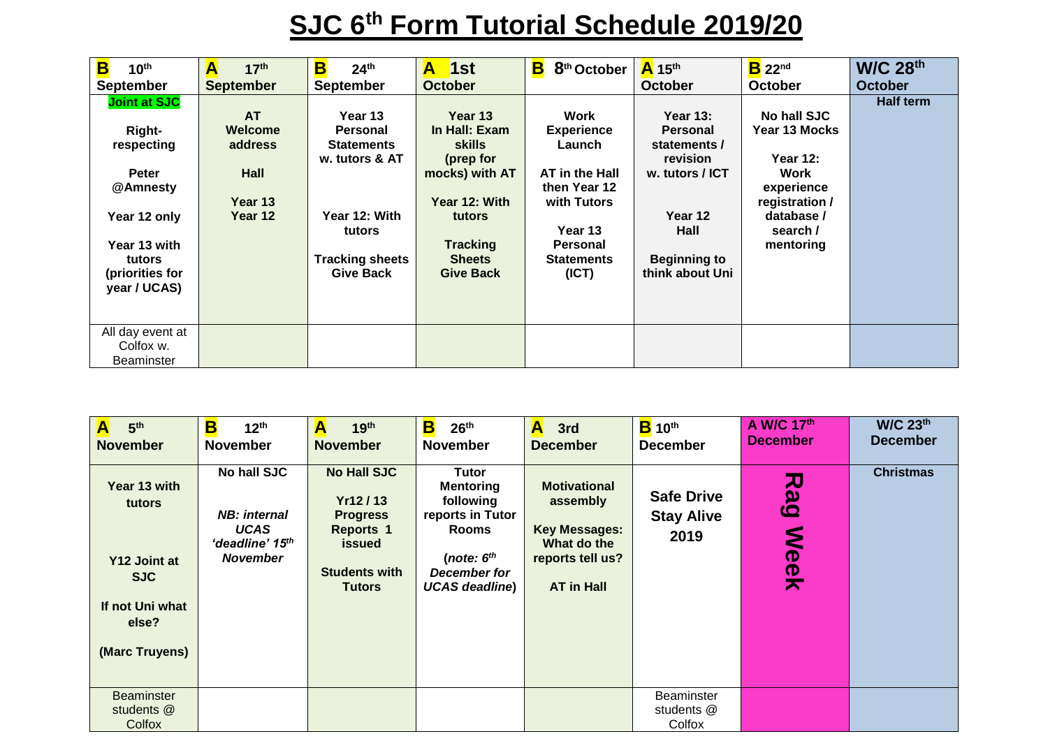# SJC 6th Form Tutorial Schedule 2019/20

| B 10th September | A 17th September | B 24th September | A 1st October | B 8th October | A 15th October | B 22nd October | W/C 28th October |
|---|---|---|---|---|---|---|---|
| **Joint at SJC**<br><br>**Right-respecting**<br><br>**Peter @Amnesty**<br><br>**Year 12 only**<br><br>**Year 13 with tutors (priorities for year / UCAS)** | **AT Welcome address**<br><br>**Hall**<br><br>**Year 13**<br>**Year 12** | **Year 13 Personal Statements w. tutors & AT**<br><br>**Year 12: With tutors**<br><br>**Tracking sheets Give Back** | **Year 13 In Hall: Exam skills (prep for mocks) with AT**<br><br>**Year 12: With tutors**<br><br>**Tracking Sheets Give Back** | **Work Experience Launch**<br><br>**AT in the Hall then Year 12 with Tutors**<br><br>**Year 13 Personal Statements (ICT)** | **Year 13: Personal statements / revision w. tutors / ICT**<br><br>**Year 12 Hall**<br><br>**Beginning to think about Uni** | **No hall SJC**<br>**Year 13 Mocks**<br><br>**Year 12: Work experience registration / database / search / mentoring** | **Half term** |
| All day event at Colfox w. Beaminster | | | | | | | |

| A 5th November | B 12th November | A 19th November | B 26th November | A 3rd December | B 10th December | A W/C 17th December | W/C 23rd December |
|---|---|---|---|---|---|---|---|
| **Year 13 with tutors**<br><br>**Y12 Joint at SJC**<br><br>**If not Uni what else?**<br><br>**(Marc Truyens)** | **No hall SJC**<br><br>***NB: internal UCAS 'deadline' 15th November*** | **No Hall SJC**<br><br>**Yr12 / 13 Progress Reports 1 issued**<br><br>**Students with Tutors** | **Tutor Mentoring following reports in Tutor Rooms**<br><br>**(*note: 6th December for UCAS deadline*)** | **Motivational assembly**<br><br>**Key Messages: What do the reports tell us?**<br><br>**AT in Hall** | **Safe Drive Stay Alive 2019** | **Rag Week** | **Christmas** |
| Beaminster students @ Colfox | | | | | Beaminster students @ Colfox | | |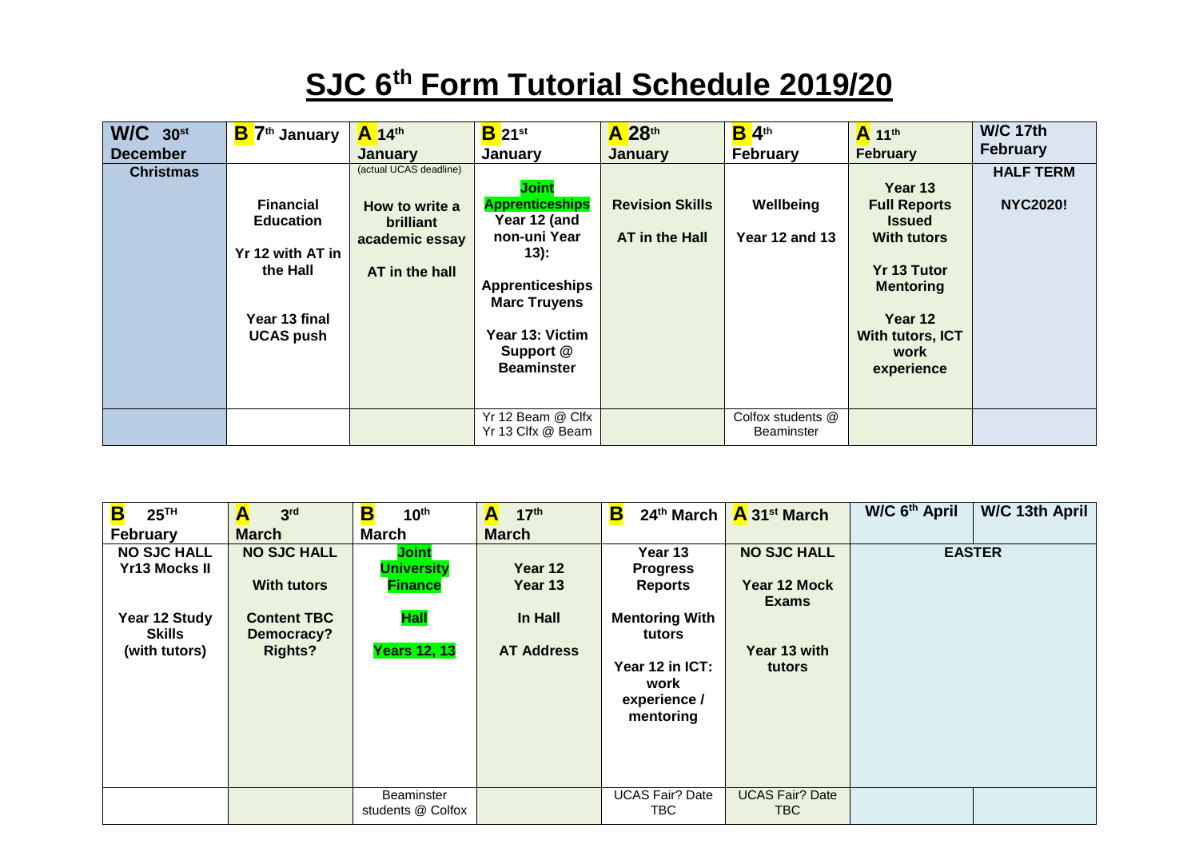# SJC 6th Form Tutorial Schedule 2019/20

| W/C 30st December | B 7th January | A 14th January | B 21st January | A 28th January | B 4th February | A 11th February | W/C 17th February |
|---|---|---|---|---|---|---|---|
| Christmas | Financial Education<br><br>Yr 12 with AT in the Hall<br><br>Year 13 final UCAS push | (actual UCAS deadline)<br><br>How to write a brilliant academic essay<br><br>AT in the hall | Joint Apprenticeships Year 12 (and non-uni Year 13):<br><br>Apprenticeships Marc Truyens<br><br>Year 13: Victim Support @ Beaminster | Revision Skills<br><br>AT in the Hall | Wellbeing<br><br>Year 12 and 13 | Year 13 Full Reports Issued With tutors<br><br>Yr 13 Tutor Mentoring<br><br>Year 12 With tutors, ICT work experience | HALF TERM<br><br>NYC2020! |
| | | | Yr 12 Beam @ Clfx<br>Yr 13 Clfx @ Beam | | Colfox students @ Beaminster | | |

| B 25TH February | A 3rd March | B 10th March | A 17th March | B 24th March | A 31st March | W/C 6th April | W/C 13th April |
|---|---|---|---|---|---|---|---|
| NO SJC HALL Yr13 Mocks II<br><br>Year 12 Study Skills (with tutors) | NO SJC HALL<br><br>With tutors<br><br>Content TBC Democracy? Rights? | Joint University Finance<br><br>Hall<br><br>Years 12, 13 | Year 12 Year 13<br><br>In Hall<br><br>AT Address | Year 13 Progress Reports<br><br>Mentoring With tutors<br><br>Year 12 in ICT: work experience / mentoring | NO SJC HALL<br><br>Year 12 Mock Exams<br><br>Year 13 with tutors | EASTER | |
| | | Beaminster students @ Colfox | | UCAS Fair? Date TBC | UCAS Fair? Date TBC | | |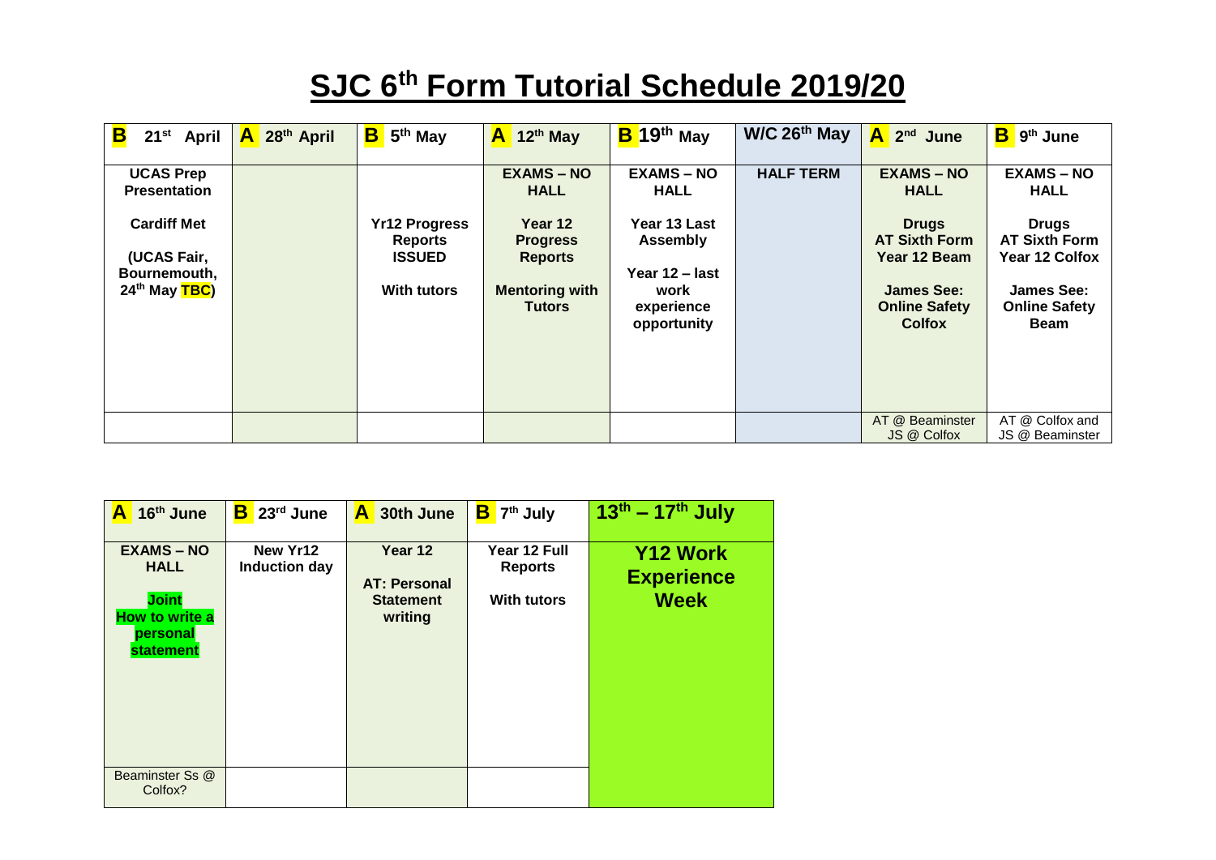# SJC 6th Form Tutorial Schedule 2019/20

| B 21st April | A 28th April | B 5th May | A 12th May | B 19th May | W/C 26th May | A 2nd June | B 9th June |
|---|---|---|---|---|---|---|---|
| **UCAS Prep Presentation**<br><br>**Cardiff Met**<br><br>**(UCAS Fair, Bournemouth, 24th May TBC)** | | **Yr12 Progress Reports ISSUED**<br><br>**With tutors** | **EXAMS – NO HALL**<br><br>**Year 12 Progress Reports**<br><br>**Mentoring with Tutors** | **EXAMS – NO HALL**<br><br>**Year 13 Last Assembly**<br><br>**Year 12 – last work experience opportunity** | **HALF TERM** | **EXAMS – NO HALL**<br><br>**Drugs**<br>**AT Sixth Form**<br>**Year 12 Beam**<br><br>**James See: Online Safety Colfox** | **EXAMS – NO HALL**<br><br>**Drugs**<br>**AT Sixth Form**<br>**Year 12 Colfox**<br><br>**James See: Online Safety Beam** |
| | | | | | | AT @ Beaminster<br>JS @ Colfox | AT @ Colfox and<br>JS @ Beaminster |

| A 16th June | B 23rd June | A 30th June | B 7th July | 13th – 17th July |
|---|---|---|---|---|
| **EXAMS – NO HALL**<br><br>**Joint How to write a personal statement** | **New Yr12 Induction day** | **Year 12**<br><br>**AT: Personal Statement writing** | **Year 12 Full Reports**<br><br>**With tutors** | **Y12 Work Experience Week** |
| Beaminster Ss @ Colfox? | | | | |